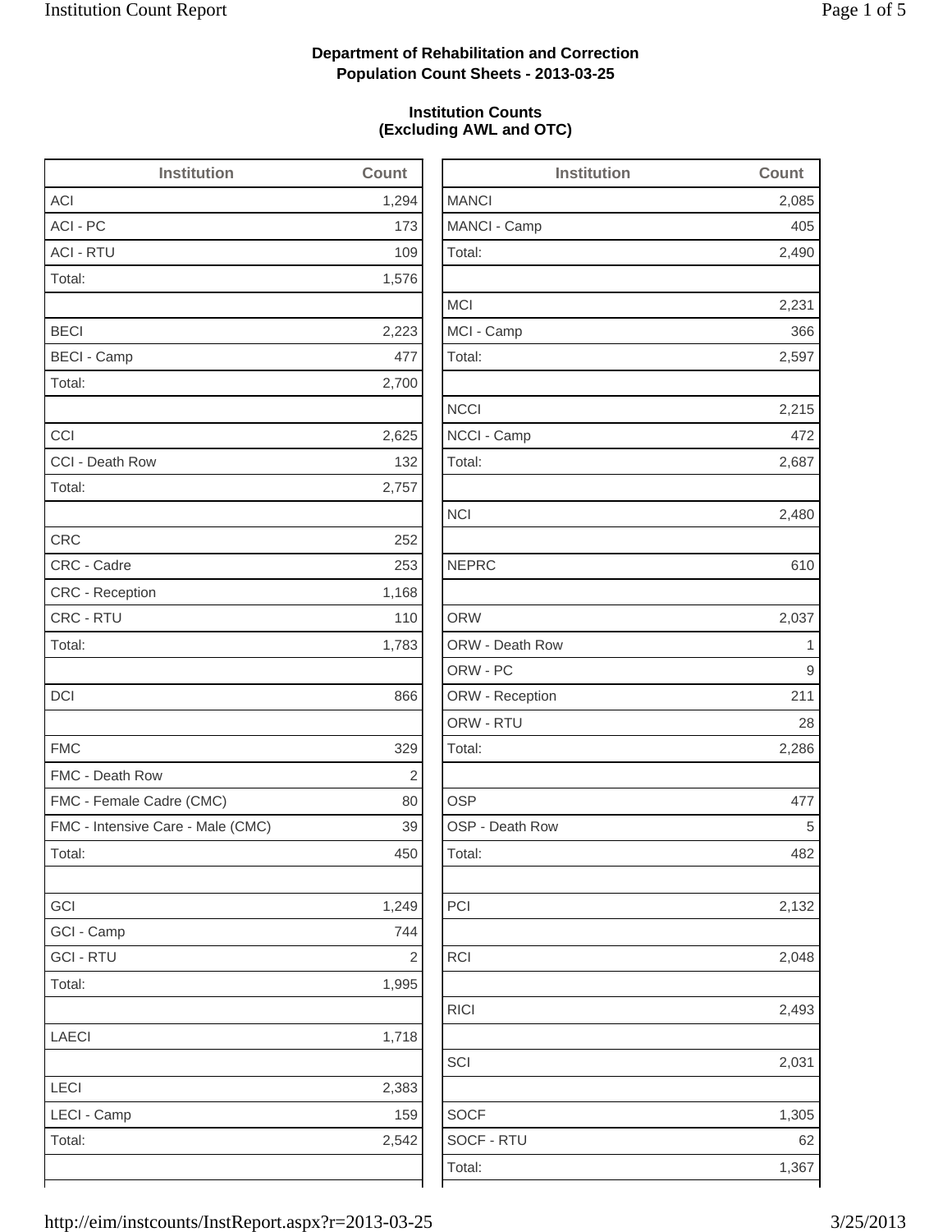**Department of Rehabilitation and Correction**
**Population Count Sheets - 2013-03-25**

**Institution Counts**
**(Excluding AWL and OTC)**

| Institution | Count |
|---|---|
| ACI | 1,294 |
| ACI - PC | 173 |
| ACI - RTU | 109 |
| Total: | 1,576 |
| | |
| BECI | 2,223 |
| BECI - Camp | 477 |
| Total: | 2,700 |
| | |
| CCI | 2,625 |
| CCI - Death Row | 132 |
| Total: | 2,757 |
| | |
| CRC | 252 |
| CRC - Cadre | 253 |
| CRC - Reception | 1,168 |
| CRC - RTU | 110 |
| Total: | 1,783 |
| | |
| DCI | 866 |
| | |
| FMC | 329 |
| FMC - Death Row | 2 |
| FMC - Female Cadre (CMC) | 80 |
| FMC - Intensive Care - Male (CMC) | 39 |
| Total: | 450 |
| | |
| GCI | 1,249 |
| GCI - Camp | 744 |
| GCI - RTU | 2 |
| Total: | 1,995 |
| | |
| LAECI | 1,718 |
| | |
| LECI | 2,383 |
| LECI - Camp | 159 |
| Total: | 2,542 |

| Institution | Count |
|---|---|
| MANCI | 2,085 |
| MANCI - Camp | 405 |
| Total: | 2,490 |
| | |
| MCI | 2,231 |
| MCI - Camp | 366 |
| Total: | 2,597 |
| | |
| NCCI | 2,215 |
| NCCI - Camp | 472 |
| Total: | 2,687 |
| | |
| NCI | 2,480 |
| | |
| NEPRC | 610 |
| | |
| ORW | 2,037 |
| ORW - Death Row | 1 |
| ORW - PC | 9 |
| ORW - Reception | 211 |
| ORW - RTU | 28 |
| Total: | 2,286 |
| | |
| OSP | 477 |
| OSP - Death Row | 5 |
| Total: | 482 |
| | |
| PCI | 2,132 |
| | |
| RCI | 2,048 |
| | |
| RICI | 2,493 |
| | |
| SCI | 2,031 |
| | |
| SOCF | 1,305 |
| SOCF - RTU | 62 |
| Total: | 1,367 |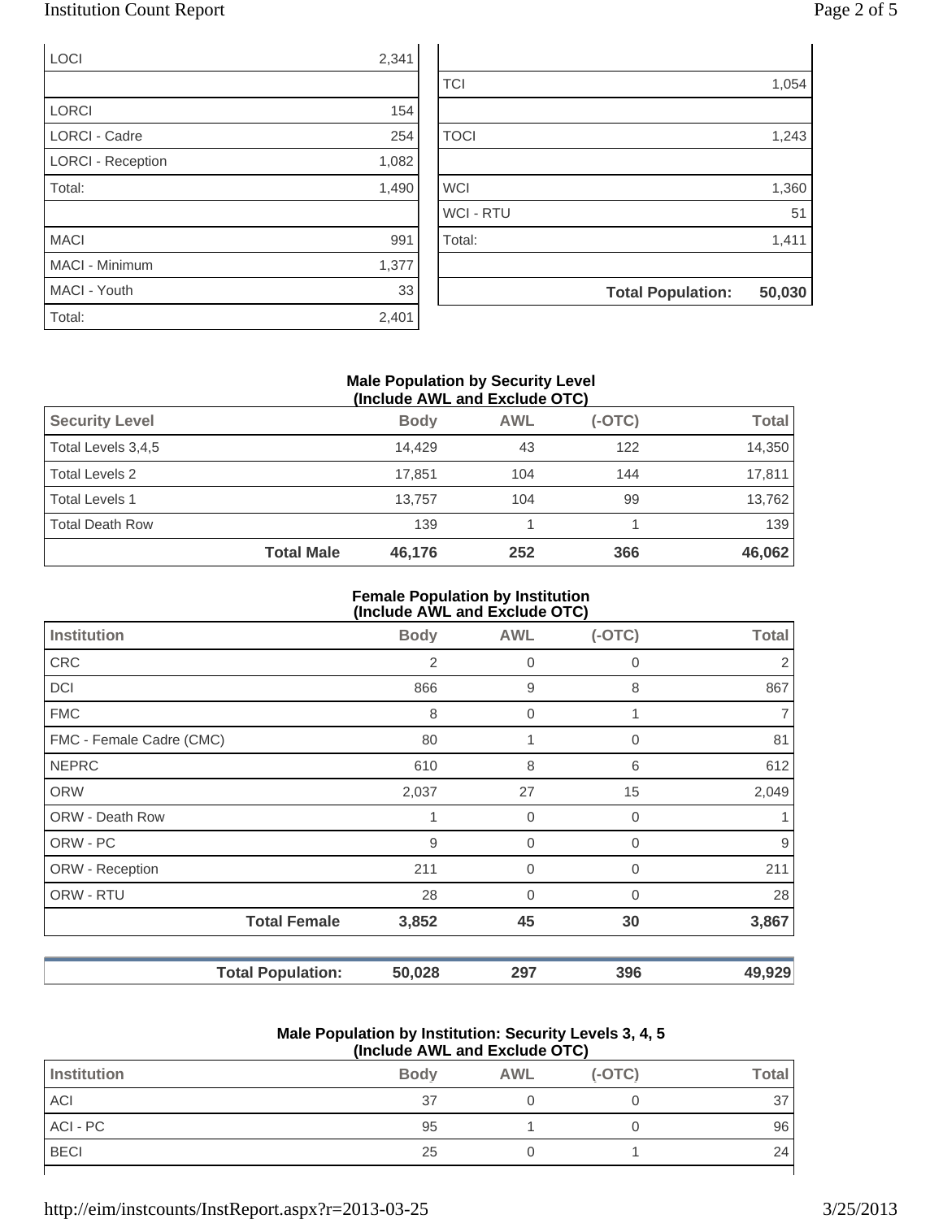| | |
|---|---|
| LOCI | 2,341 |
| | |
| LORCI | 154 |
| LORCI - Cadre | 254 |
| LORCI - Reception | 1,082 |
| Total: | 1,490 |
| | |
| MACI | 991 |
| MACI - Minimum | 1,377 |
| MACI - Youth | 33 |
| Total: | 2,401 |

| | |
|---|---|
| | |
| TCI | 1,054 |
| | |
| TOCI | 1,243 |
| | |
| WCI | 1,360 |
| WCI - RTU | 51 |
| Total: | 1,411 |
| | |
| **Total Population:** | **50,030** |

### Male Population by Security Level (Include AWL and Exclude OTC)

| Security Level | Body | AWL | (-OTC) | Total |
|---|---|---|---|---|
| Total Levels 3,4,5 | 14,429 | 43 | 122 | 14,350 |
| Total Levels 2 | 17,851 | 104 | 144 | 17,811 |
| Total Levels 1 | 13,757 | 104 | 99 | 13,762 |
| Total Death Row | 139 | 1 | 1 | 139 |
| **Total Male** | **46,176** | **252** | **366** | **46,062** |

### Female Population by Institution (Include AWL and Exclude OTC)

| Institution | Body | AWL | (-OTC) | Total |
|---|---|---|---|---|
| CRC | 2 | 0 | 0 | 2 |
| DCI | 866 | 9 | 8 | 867 |
| FMC | 8 | 0 | 1 | 7 |
| FMC - Female Cadre (CMC) | 80 | 1 | 0 | 81 |
| NEPRC | 610 | 8 | 6 | 612 |
| ORW | 2,037 | 27 | 15 | 2,049 |
| ORW - Death Row | 1 | 0 | 0 | 1 |
| ORW - PC | 9 | 0 | 0 | 9 |
| ORW - Reception | 211 | 0 | 0 | 211 |
| ORW - RTU | 28 | 0 | 0 | 28 |
| **Total Female** | **3,852** | **45** | **30** | **3,867** |

| | Body | AWL | (-OTC) | Total |
|---|---|---|---|---|
| **Total Population:** | **50,028** | **297** | **396** | **49,929** |

### Male Population by Institution: Security Levels 3, 4, 5 (Include AWL and Exclude OTC)

| Institution | Body | AWL | (-OTC) | Total |
|---|---|---|---|---|
| ACI | 37 | 0 | 0 | 37 |
| ACI - PC | 95 | 1 | 0 | 96 |
| BECI | 25 | 0 | 1 | 24 |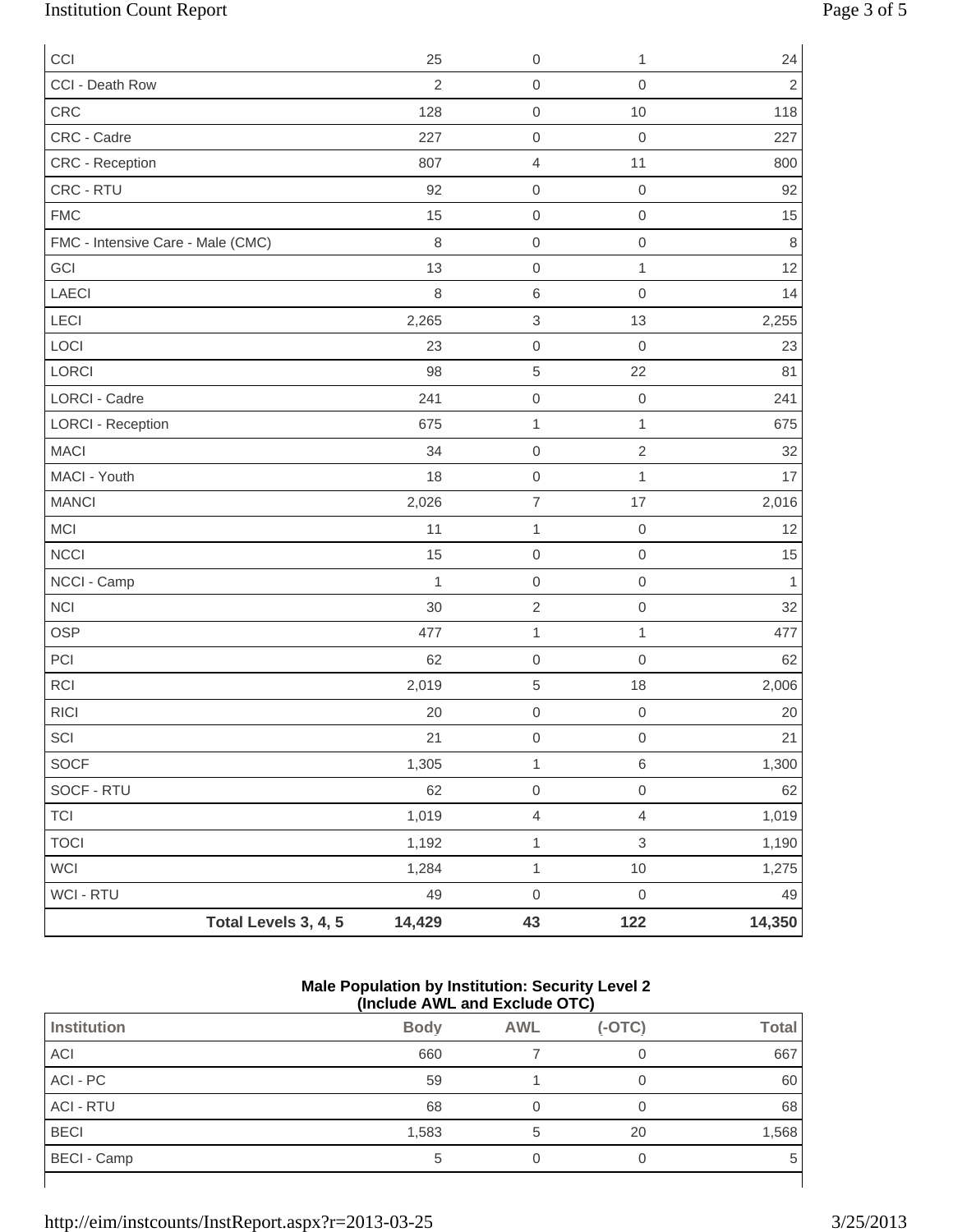| | | | | |
|---|---|---|---|---|
| CCI | 25 | 0 | 1 | 24 |
| CCI - Death Row | 2 | 0 | 0 | 2 |
| CRC | 128 | 0 | 10 | 118 |
| CRC - Cadre | 227 | 0 | 0 | 227 |
| CRC - Reception | 807 | 4 | 11 | 800 |
| CRC - RTU | 92 | 0 | 0 | 92 |
| FMC | 15 | 0 | 0 | 15 |
| FMC - Intensive Care - Male (CMC) | 8 | 0 | 0 | 8 |
| GCI | 13 | 0 | 1 | 12 |
| LAECI | 8 | 6 | 0 | 14 |
| LECI | 2,265 | 3 | 13 | 2,255 |
| LOCI | 23 | 0 | 0 | 23 |
| LORCI | 98 | 5 | 22 | 81 |
| LORCI - Cadre | 241 | 0 | 0 | 241 |
| LORCI - Reception | 675 | 1 | 1 | 675 |
| MACI | 34 | 0 | 2 | 32 |
| MACI - Youth | 18 | 0 | 1 | 17 |
| MANCI | 2,026 | 7 | 17 | 2,016 |
| MCI | 11 | 1 | 0 | 12 |
| NCCI | 15 | 0 | 0 | 15 |
| NCCI - Camp | 1 | 0 | 0 | 1 |
| NCI | 30 | 2 | 0 | 32 |
| OSP | 477 | 1 | 1 | 477 |
| PCI | 62 | 0 | 0 | 62 |
| RCI | 2,019 | 5 | 18 | 2,006 |
| RICI | 20 | 0 | 0 | 20 |
| SCI | 21 | 0 | 0 | 21 |
| SOCF | 1,305 | 1 | 6 | 1,300 |
| SOCF - RTU | 62 | 0 | 0 | 62 |
| TCI | 1,019 | 4 | 4 | 1,019 |
| TOCI | 1,192 | 1 | 3 | 1,190 |
| WCI | 1,284 | 1 | 10 | 1,275 |
| WCI - RTU | 49 | 0 | 0 | 49 |
| **Total Levels 3, 4, 5** | **14,429** | **43** | **122** | **14,350** |

**Male Population by Institution: Security Level 2**
**(Include AWL and Exclude OTC)**

| Institution | Body | AWL | (-OTC) | Total |
|---|---|---|---|---|
| ACI | 660 | 7 | 0 | 667 |
| ACI - PC | 59 | 1 | 0 | 60 |
| ACI - RTU | 68 | 0 | 0 | 68 |
| BECI | 1,583 | 5 | 20 | 1,568 |
| BECI - Camp | 5 | 0 | 0 | 5 |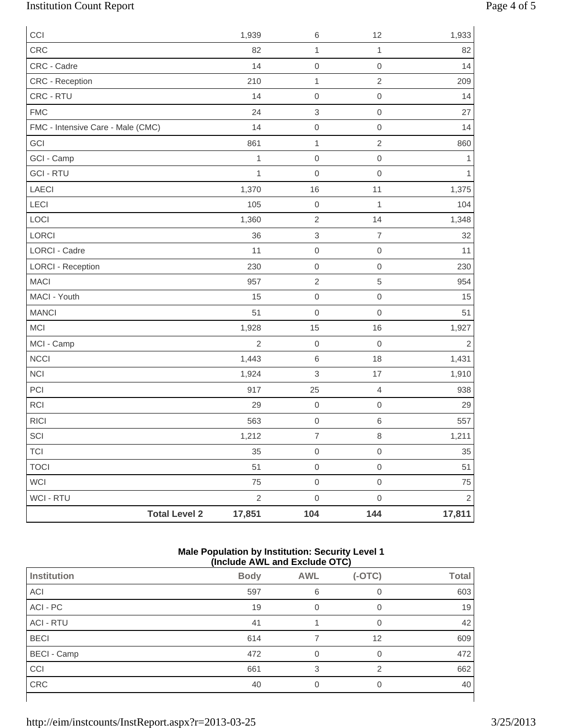| | Body | AWL | (-OTC) | Total |
|---|---|---|---|---|
| CCI | 1,939 | 6 | 12 | 1,933 |
| CRC | 82 | 1 | 1 | 82 |
| CRC - Cadre | 14 | 0 | 0 | 14 |
| CRC - Reception | 210 | 1 | 2 | 209 |
| CRC - RTU | 14 | 0 | 0 | 14 |
| FMC | 24 | 3 | 0 | 27 |
| FMC - Intensive Care - Male (CMC) | 14 | 0 | 0 | 14 |
| GCI | 861 | 1 | 2 | 860 |
| GCI - Camp | 1 | 0 | 0 | 1 |
| GCI - RTU | 1 | 0 | 0 | 1 |
| LAECI | 1,370 | 16 | 11 | 1,375 |
| LECI | 105 | 0 | 1 | 104 |
| LOCI | 1,360 | 2 | 14 | 1,348 |
| LORCI | 36 | 3 | 7 | 32 |
| LORCI - Cadre | 11 | 0 | 0 | 11 |
| LORCI - Reception | 230 | 0 | 0 | 230 |
| MACI | 957 | 2 | 5 | 954 |
| MACI - Youth | 15 | 0 | 0 | 15 |
| MANCI | 51 | 0 | 0 | 51 |
| MCI | 1,928 | 15 | 16 | 1,927 |
| MCI - Camp | 2 | 0 | 0 | 2 |
| NCCI | 1,443 | 6 | 18 | 1,431 |
| NCI | 1,924 | 3 | 17 | 1,910 |
| PCI | 917 | 25 | 4 | 938 |
| RCI | 29 | 0 | 0 | 29 |
| RICI | 563 | 0 | 6 | 557 |
| SCI | 1,212 | 7 | 8 | 1,211 |
| TCI | 35 | 0 | 0 | 35 |
| TOCI | 51 | 0 | 0 | 51 |
| WCI | 75 | 0 | 0 | 75 |
| WCI - RTU | 2 | 0 | 0 | 2 |
| **Total Level 2** | **17,851** | **104** | **144** | **17,811** |

**Male Population by Institution: Security Level 1**
**(Include AWL and Exclude OTC)**

| Institution | Body | AWL | (-OTC) | Total |
|---|---|---|---|---|
| ACI | 597 | 6 | 0 | 603 |
| ACI - PC | 19 | 0 | 0 | 19 |
| ACI - RTU | 41 | 1 | 0 | 42 |
| BECI | 614 | 7 | 12 | 609 |
| BECI - Camp | 472 | 0 | 0 | 472 |
| CCI | 661 | 3 | 2 | 662 |
| CRC | 40 | 0 | 0 | 40 |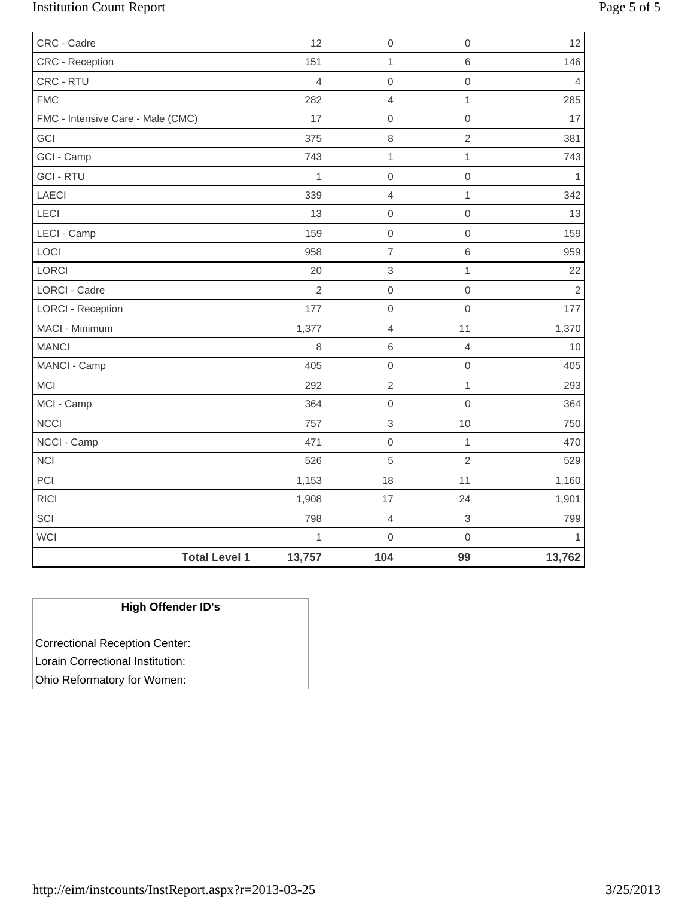| | | | | |
|---|---|---|---|---|
| CRC - Cadre | 12 | 0 | 0 | 12 |
| CRC - Reception | 151 | 1 | 6 | 146 |
| CRC - RTU | 4 | 0 | 0 | 4 |
| FMC | 282 | 4 | 1 | 285 |
| FMC - Intensive Care - Male (CMC) | 17 | 0 | 0 | 17 |
| GCI | 375 | 8 | 2 | 381 |
| GCI - Camp | 743 | 1 | 1 | 743 |
| GCI - RTU | 1 | 0 | 0 | 1 |
| LAECI | 339 | 4 | 1 | 342 |
| LECI | 13 | 0 | 0 | 13 |
| LECI - Camp | 159 | 0 | 0 | 159 |
| LOCI | 958 | 7 | 6 | 959 |
| LORCI | 20 | 3 | 1 | 22 |
| LORCI - Cadre | 2 | 0 | 0 | 2 |
| LORCI - Reception | 177 | 0 | 0 | 177 |
| MACI - Minimum | 1,377 | 4 | 11 | 1,370 |
| MANCI | 8 | 6 | 4 | 10 |
| MANCI - Camp | 405 | 0 | 0 | 405 |
| MCI | 292 | 2 | 1 | 293 |
| MCI - Camp | 364 | 0 | 0 | 364 |
| NCCI | 757 | 3 | 10 | 750 |
| NCCI - Camp | 471 | 0 | 1 | 470 |
| NCI | 526 | 5 | 2 | 529 |
| PCI | 1,153 | 18 | 11 | 1,160 |
| RICI | 1,908 | 17 | 24 | 1,901 |
| SCI | 798 | 4 | 3 | 799 |
| WCI | 1 | 0 | 0 | 1 |
| **Total Level 1** | **13,757** | **104** | **99** | **13,762** |

**High Offender ID's**

Correctional Reception Center:

Lorain Correctional Institution:

Ohio Reformatory for Women: